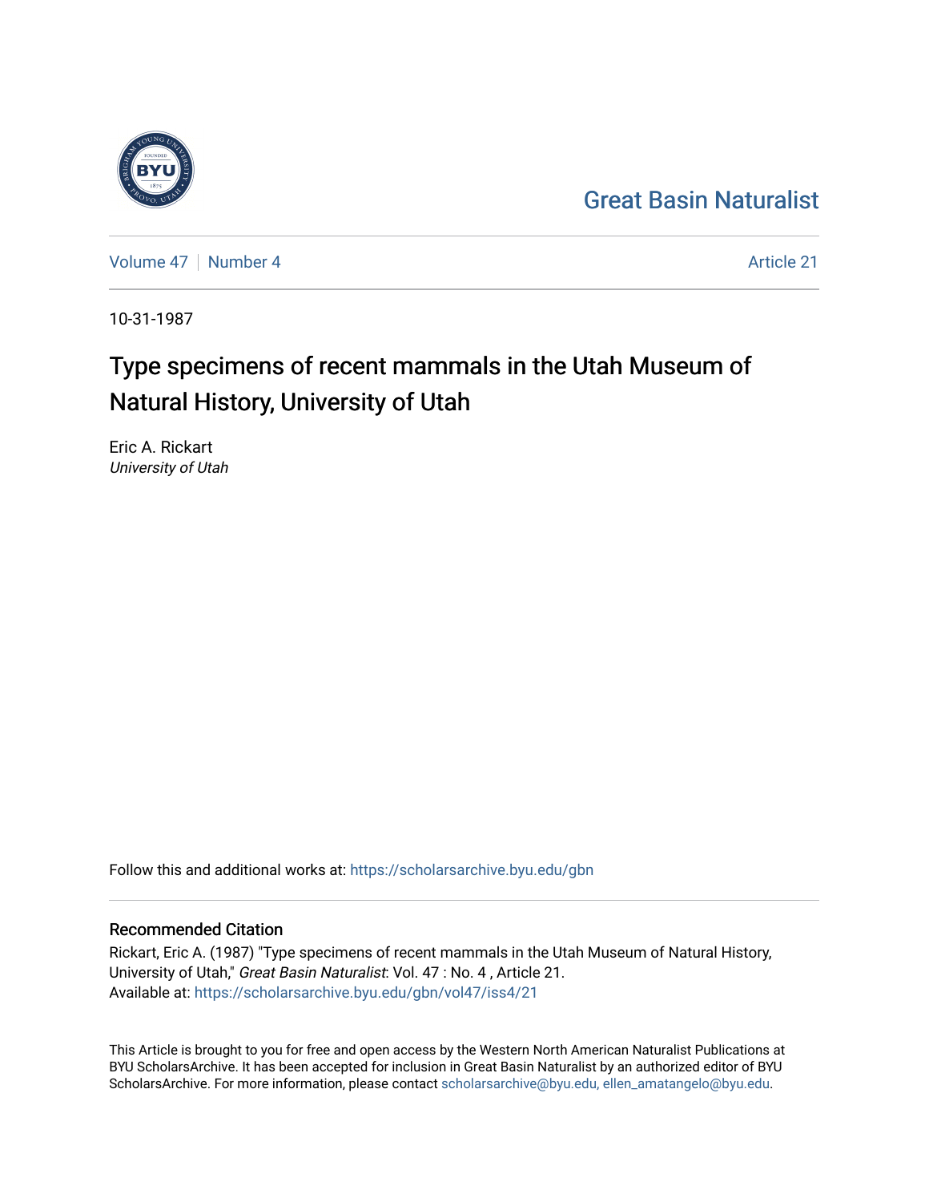Great Basin Naturalist

Volume 47 | Number 4 | Article 21

10-31-1987

# Type specimens of recent mammals in the Utah Museum of Natural History, University of Utah

Eric A. Rickart
*University of Utah*

Follow this and additional works at: https://scholarsarchive.byu.edu/gbn

## Recommended Citation

Rickart, Eric A. (1987) "Type specimens of recent mammals in the Utah Museum of Natural History, University of Utah," *Great Basin Naturalist*: Vol. 47 : No. 4 , Article 21.
Available at: https://scholarsarchive.byu.edu/gbn/vol47/iss4/21

This Article is brought to you for free and open access by the Western North American Naturalist Publications at BYU ScholarsArchive. It has been accepted for inclusion in Great Basin Naturalist by an authorized editor of BYU ScholarsArchive. For more information, please contact scholarsarchive@byu.edu, ellen_amatangelo@byu.edu.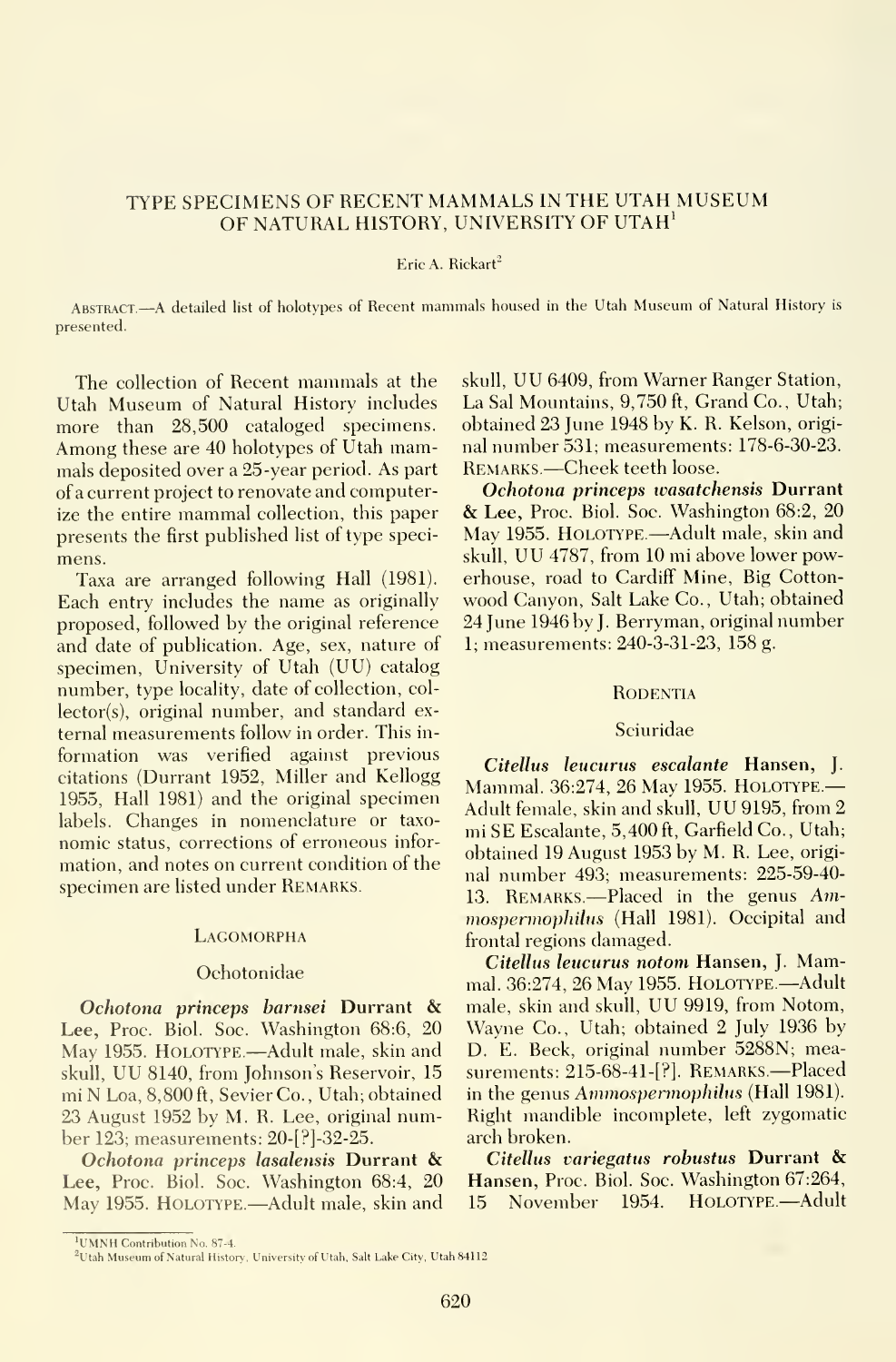# TYPE SPECIMENS OF RECENT MAMMALS IN THE UTAH MUSEUM OF NATURAL HISTORY, UNIVERSITY OF UTAH[1]

Eric A. Rickart[2]

Abstract.—A detailed list of holotypes of Recent mammals housed in the Utah Museum of Natural History is presented.

The collection of Recent mammals at the Utah Museum of Natural History includes more than 28,500 cataloged specimens. Among these are 40 holotypes of Utah mammals deposited over a 25-year period. As part of a current project to renovate and computerize the entire mammal collection, this paper presents the first published list of type specimens.

Taxa are arranged following Hall (1981). Each entry includes the name as originally proposed, followed by the original reference and date of publication. Age, sex, nature of specimen, University of Utah (UU) catalog number, type locality, date of collection, collector(s), original number, and standard external measurements follow in order. This information was verified against previous citations (Durrant 1952, Miller and Kellogg 1955, Hall 1981) and the original specimen labels. Changes in nomenclature or taxonomic status, corrections of erroneous information, and notes on current condition of the specimen are listed under Remarks.

## Lagomorpha

### Ochotonidae

***Ochotona princeps barnsei*** **Durrant & Lee**, Proc. Biol. Soc. Washington 68:6, 20 May 1955. Holotype.—Adult male, skin and skull, UU 8140, from Johnson's Reservoir, 15 mi N Loa, 8,800 ft, Sevier Co., Utah; obtained 23 August 1952 by M. R. Lee, original number 123; measurements: 20-[?]-32-25.

***Ochotona princeps lasalensis*** **Durrant & Lee**, Proc. Biol. Soc. Washington 68:4, 20 May 1955. Holotype.—Adult male, skin and skull, UU 6409, from Warner Ranger Station, La Sal Mountains, 9,750 ft, Grand Co., Utah; obtained 23 June 1948 by K. R. Kelson, original number 531; measurements: 178-6-30-23. Remarks.—Cheek teeth loose.

***Ochotona princeps wasatchensis*** **Durrant & Lee**, Proc. Biol. Soc. Washington 68:2, 20 May 1955. Holotype.—Adult male, skin and skull, UU 4787, from 10 mi above lower powerhouse, road to Cardiff Mine, Big Cottonwood Canyon, Salt Lake Co., Utah; obtained 24 June 1946 by J. Berryman, original number 1; measurements: 240-3-31-23, 158 g.

## Rodentia

### Sciuridae

***Citellus leucurus escalante*** **Hansen**, J. Mammal. 36:274, 26 May 1955. Holotype.—Adult female, skin and skull, UU 9195, from 2 mi SE Escalante, 5,400 ft, Garfield Co., Utah; obtained 19 August 1953 by M. R. Lee, original number 493; measurements: 225-59-40-13. Remarks.—Placed in the genus *Ammospermophilus* (Hall 1981). Occipital and frontal regions damaged.

***Citellus leucurus notom*** **Hansen**, J. Mammal. 36:274, 26 May 1955. Holotype.—Adult male, skin and skull, UU 9919, from Notom, Wayne Co., Utah; obtained 2 July 1936 by D. E. Beck, original number 5288N; measurements: 215-68-41-[?]. Remarks.—Placed in the genus *Ammospermophilus* (Hall 1981). Right mandible incomplete, left zygomatic arch broken.

***Citellus variegatus robustus*** **Durrant & Hansen**, Proc. Biol. Soc. Washington 67:264, 15 November 1954. Holotype.—Adult

[1] UMNH Contribution No. 87-4.

[2] Utah Museum of Natural History, University of Utah, Salt Lake City, Utah 84112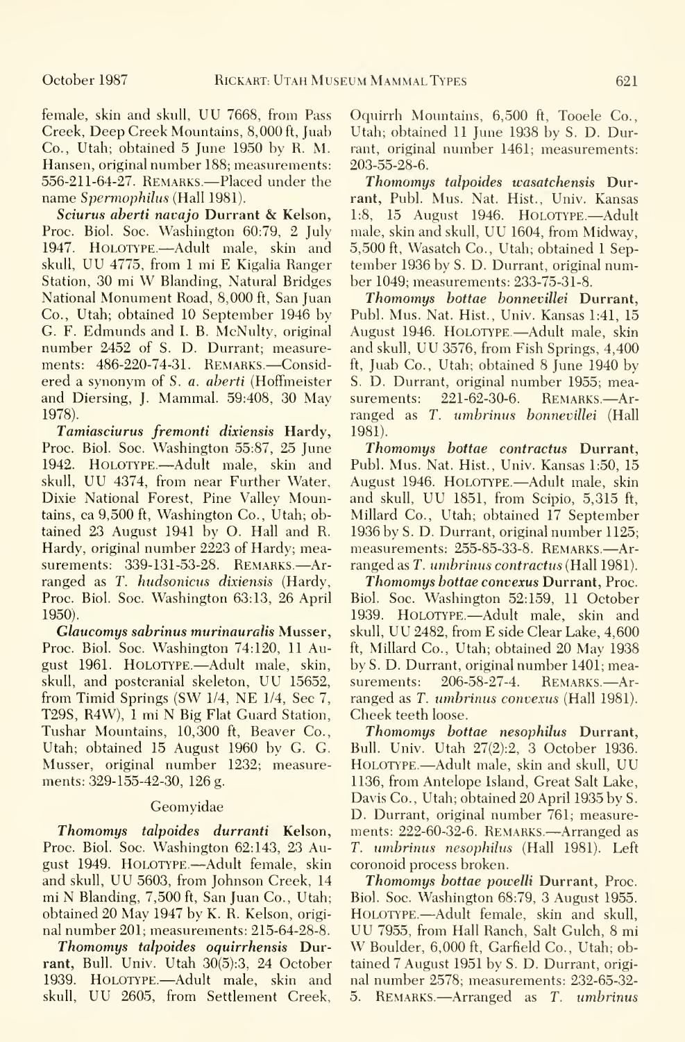female, skin and skull, UU 7668, from Pass Creek, Deep Creek Mountains, 8,000 ft, Juab Co., Utah; obtained 5 June 1950 by R. M. Hansen, original number 188; measurements: 556-211-64-27. REMARKS.—Placed under the name *Spermophilus* (Hall 1981).

***Sciurus aberti navajo*** **Durrant & Kelson,** Proc. Biol. Soc. Washington 60:79, 2 July 1947. HOLOTYPE.—Adult male, skin and skull, UU 4775, from 1 mi E Kigalia Ranger Station, 30 mi W Blanding, Natural Bridges National Monument Road, 8,000 ft, San Juan Co., Utah; obtained 10 September 1946 by G. F. Edmunds and I. B. McNulty, original number 2452 of S. D. Durrant; measurements: 486-220-74-31. REMARKS.—Considered a synonym of *S. a. aberti* (Hoffmeister and Diersing, J. Mammal. 59:408, 30 May 1978).

***Tamiasciurus fremonti dixiensis*** **Hardy,** Proc. Biol. Soc. Washington 55:87, 25 June 1942. HOLOTYPE.—Adult male, skin and skull, UU 4374, from near Further Water, Dixie National Forest, Pine Valley Mountains, ca 9,500 ft, Washington Co., Utah; obtained 23 August 1941 by O. Hall and R. Hardy, original number 2223 of Hardy; measurements: 339-131-53-28. REMARKS.—Arranged as *T. hudsonicus dixiensis* (Hardy, Proc. Biol. Soc. Washington 63:13, 26 April 1950).

***Glaucomys sabrinus murinauralis*** **Musser,** Proc. Biol. Soc. Washington 74:120, 11 August 1961. HOLOTYPE.—Adult male, skin, skull, and postcranial skeleton, UU 15652, from Timid Springs (SW 1/4, NE 1/4, Sec 7, T29S, R4W), 1 mi N Big Flat Guard Station, Tushar Mountains, 10,300 ft, Beaver Co., Utah; obtained 15 August 1960 by G. G. Musser, original number 1232; measurements: 329-155-42-30, 126 g.

## Geomyidae

***Thomomys talpoides durranti*** **Kelson,** Proc. Biol. Soc. Washington 62:143, 23 August 1949. HOLOTYPE.—Adult female, skin and skull, UU 5603, from Johnson Creek, 14 mi N Blanding, 7,500 ft, San Juan Co., Utah; obtained 20 May 1947 by K. R. Kelson, original number 201; measurements: 215-64-28-8.

***Thomomys talpoides oquirrhensis*** **Durrant,** Bull. Univ. Utah 30(5):3, 24 October 1939. HOLOTYPE.—Adult male, skin and skull, UU 2605, from Settlement Creek, Oquirrh Mountains, 6,500 ft, Tooele Co., Utah; obtained 11 June 1938 by S. D. Durrant, original number 1461; measurements: 203-55-28-6.

***Thomomys talpoides wasatchensis*** **Durrant,** Publ. Mus. Nat. Hist., Univ. Kansas 1:8, 15 August 1946. HOLOTYPE.—Adult male, skin and skull, UU 1604, from Midway, 5,500 ft, Wasatch Co., Utah; obtained 1 September 1936 by S. D. Durrant, original number 1049; measurements: 233-75-31-8.

***Thomomys bottae bonnevillei*** **Durrant,** Publ. Mus. Nat. Hist., Univ. Kansas 1:41, 15 August 1946. HOLOTYPE.—Adult male, skin and skull, UU 3576, from Fish Springs, 4,400 ft, Juab Co., Utah; obtained 8 June 1940 by S. D. Durrant, original number 1955; measurements: 221-62-30-6. REMARKS.—Arranged as *T. umbrinus bonnevillei* (Hall 1981).

***Thomomys bottae contractus*** **Durrant,** Publ. Mus. Nat. Hist., Univ. Kansas 1:50, 15 August 1946. HOLOTYPE.—Adult male, skin and skull, UU 1851, from Scipio, 5,315 ft, Millard Co., Utah; obtained 17 September 1936 by S. D. Durrant, original number 1125; measurements: 255-85-33-8. REMARKS.—Arranged as *T. umbrinus contractus* (Hall 1981).

***Thomomys bottae convexus*** **Durrant,** Proc. Biol. Soc. Washington 52:159, 11 October 1939. HOLOTYPE.—Adult male, skin and skull, UU 2482, from E side Clear Lake, 4,600 ft, Millard Co., Utah; obtained 20 May 1938 by S. D. Durrant, original number 1401; measurements: 206-58-27-4. REMARKS.—Arranged as *T. umbrinus convexus* (Hall 1981). Cheek teeth loose.

***Thomomys bottae nesophilus*** **Durrant,** Bull. Univ. Utah 27(2):2, 3 October 1936. HOLOTYPE.—Adult male, skin and skull, UU 1136, from Antelope Island, Great Salt Lake, Davis Co., Utah; obtained 20 April 1935 by S. D. Durrant, original number 761; measurements: 222-60-32-6. REMARKS.—Arranged as *T. umbrinus nesophilus* (Hall 1981). Left coronoid process broken.

***Thomomys bottae powelli*** **Durrant,** Proc. Biol. Soc. Washington 68:79, 3 August 1955. HOLOTYPE.—Adult female, skin and skull, UU 7955, from Hall Ranch, Salt Gulch, 8 mi W Boulder, 6,000 ft, Garfield Co., Utah; obtained 7 August 1951 by S. D. Durrant, original number 2578; measurements: 232-65-32-5. REMARKS.—Arranged as *T. umbrinus*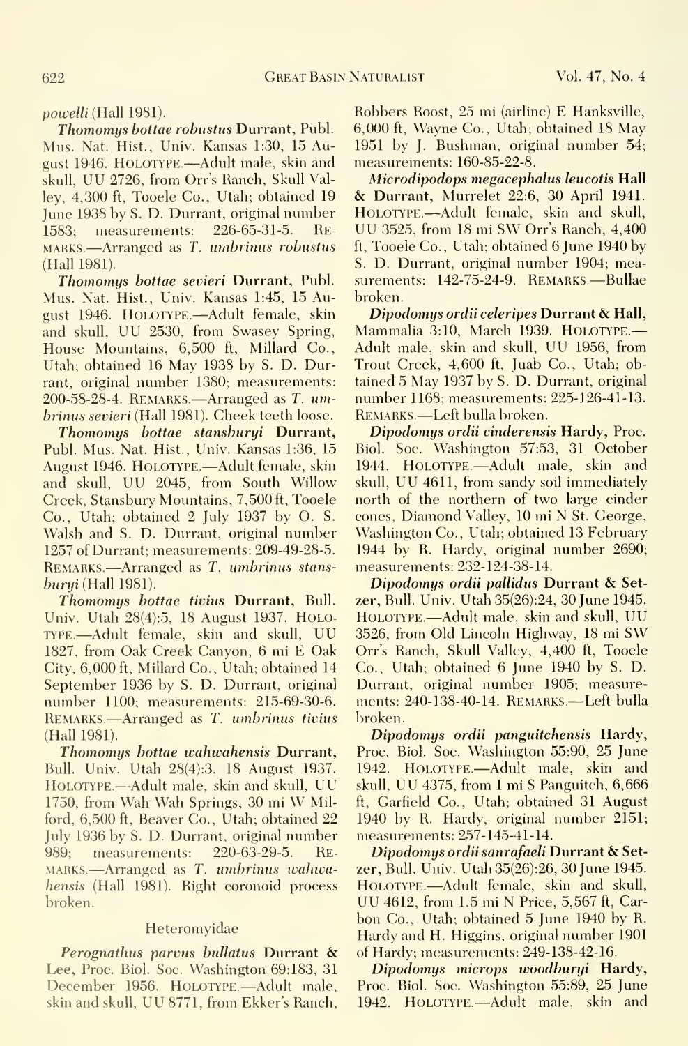*powelli* (Hall 1981).

***Thomomys bottae robustus*** **Durrant**, Publ. Mus. Nat. Hist., Univ. Kansas 1:30, 15 August 1946. HOLOTYPE.—Adult male, skin and skull, UU 2726, from Orr's Ranch, Skull Valley, 4,300 ft, Tooele Co., Utah; obtained 19 June 1938 by S. D. Durrant, original number 1583; measurements: 226-65-31-5. REMARKS.—Arranged as *T. umbrinus robustus* (Hall 1981).

***Thomomys bottae sevieri*** **Durrant**, Publ. Mus. Nat. Hist., Univ. Kansas 1:45, 15 August 1946. HOLOTYPE.—Adult female, skin and skull, UU 2530, from Swasey Spring, House Mountains, 6,500 ft, Millard Co., Utah; obtained 16 May 1938 by S. D. Durrant, original number 1380; measurements: 200-58-28-4. REMARKS.—Arranged as *T. umbrinus sevieri* (Hall 1981). Cheek teeth loose.

***Thomomys bottae stansburyi*** **Durrant**, Publ. Mus. Nat. Hist., Univ. Kansas 1:36, 15 August 1946. HOLOTYPE.—Adult female, skin and skull, UU 2045, from South Willow Creek, Stansbury Mountains, 7,500 ft, Tooele Co., Utah; obtained 2 July 1937 by O. S. Walsh and S. D. Durrant, original number 1257 of Durrant; measurements: 209-49-28-5. REMARKS.—Arranged as *T. umbrinus stansburyi* (Hall 1981).

***Thomomys bottae tivius*** **Durrant**, Bull. Univ. Utah 28(4):5, 18 August 1937. HOLOTYPE.—Adult female, skin and skull, UU 1827, from Oak Creek Canyon, 6 mi E Oak City, 6,000 ft, Millard Co., Utah; obtained 14 September 1936 by S. D. Durrant, original number 1100; measurements: 215-69-30-6. REMARKS.—Arranged as *T. umbrinus tivius* (Hall 1981).

***Thomomys bottae wahwahensis*** **Durrant**, Bull. Univ. Utah 28(4):3, 18 August 1937. HOLOTYPE.—Adult male, skin and skull, UU 1750, from Wah Wah Springs, 30 mi W Milford, 6,500 ft, Beaver Co., Utah; obtained 22 July 1936 by S. D. Durrant, original number 989; measurements: 220-63-29-5. REMARKS.—Arranged as *T. umbrinus wahwahensis* (Hall 1981). Right coronoid process broken.

## Heteromyidae

***Perognathus parvus bullatus*** **Durrant & Lee**, Proc. Biol. Soc. Washington 69:183, 31 December 1956. HOLOTYPE.—Adult male, skin and skull, UU 8771, from Ekker's Ranch, Robbers Roost, 25 mi (airline) E Hanksville, 6,000 ft, Wayne Co., Utah; obtained 18 May 1951 by J. Bushman, original number 54; measurements: 160-85-22-8.

***Microdipodops megacephalus leucotis*** **Hall & Durrant**, Murrelet 22:6, 30 April 1941. HOLOTYPE.—Adult female, skin and skull, UU 3525, from 18 mi SW Orr's Ranch, 4,400 ft, Tooele Co., Utah; obtained 6 June 1940 by S. D. Durrant, original number 1904; measurements: 142-75-24-9. REMARKS.—Bullae broken.

***Dipodomys ordii celeripes*** **Durrant & Hall**, Mammalia 3:10, March 1939. HOLOTYPE.—Adult male, skin and skull, UU 1956, from Trout Creek, 4,600 ft, Juab Co., Utah; obtained 5 May 1937 by S. D. Durrant, original number 1168; measurements: 225-126-41-13. REMARKS.—Left bulla broken.

***Dipodomys ordii cinderensis*** **Hardy**, Proc. Biol. Soc. Washington 57:53, 31 October 1944. HOLOTYPE.—Adult male, skin and skull, UU 4611, from sandy soil immediately north of the northern of two large cinder cones, Diamond Valley, 10 mi N St. George, Washington Co., Utah; obtained 13 February 1944 by R. Hardy, original number 2690; measurements: 232-124-38-14.

***Dipodomys ordii pallidus*** **Durrant & Setzer**, Bull. Univ. Utah 35(26):24, 30 June 1945. HOLOTYPE.—Adult male, skin and skull, UU 3526, from Old Lincoln Highway, 18 mi SW Orr's Ranch, Skull Valley, 4,400 ft, Tooele Co., Utah; obtained 6 June 1940 by S. D. Durrant, original number 1905; measurements: 240-138-40-14. REMARKS.—Left bulla broken.

***Dipodomys ordii panguitchensis*** **Hardy**, Proc. Biol. Soc. Washington 55:90, 25 June 1942. HOLOTYPE.—Adult male, skin and skull, UU 4375, from 1 mi S Panguitch, 6,666 ft, Garfield Co., Utah; obtained 31 August 1940 by R. Hardy, original number 2151; measurements: 257-145-41-14.

***Dipodomys ordii sanrafaeli*** **Durrant & Setzer**, Bull. Univ. Utah 35(26):26, 30 June 1945. HOLOTYPE.—Adult female, skin and skull, UU 4612, from 1.5 mi N Price, 5,567 ft, Carbon Co., Utah; obtained 5 June 1940 by R. Hardy and H. Higgins, original number 1901 of Hardy; measurements: 249-138-42-16.

***Dipodomys microps woodburyi*** **Hardy**, Proc. Biol. Soc. Washington 55:89, 25 June 1942. HOLOTYPE.—Adult male, skin and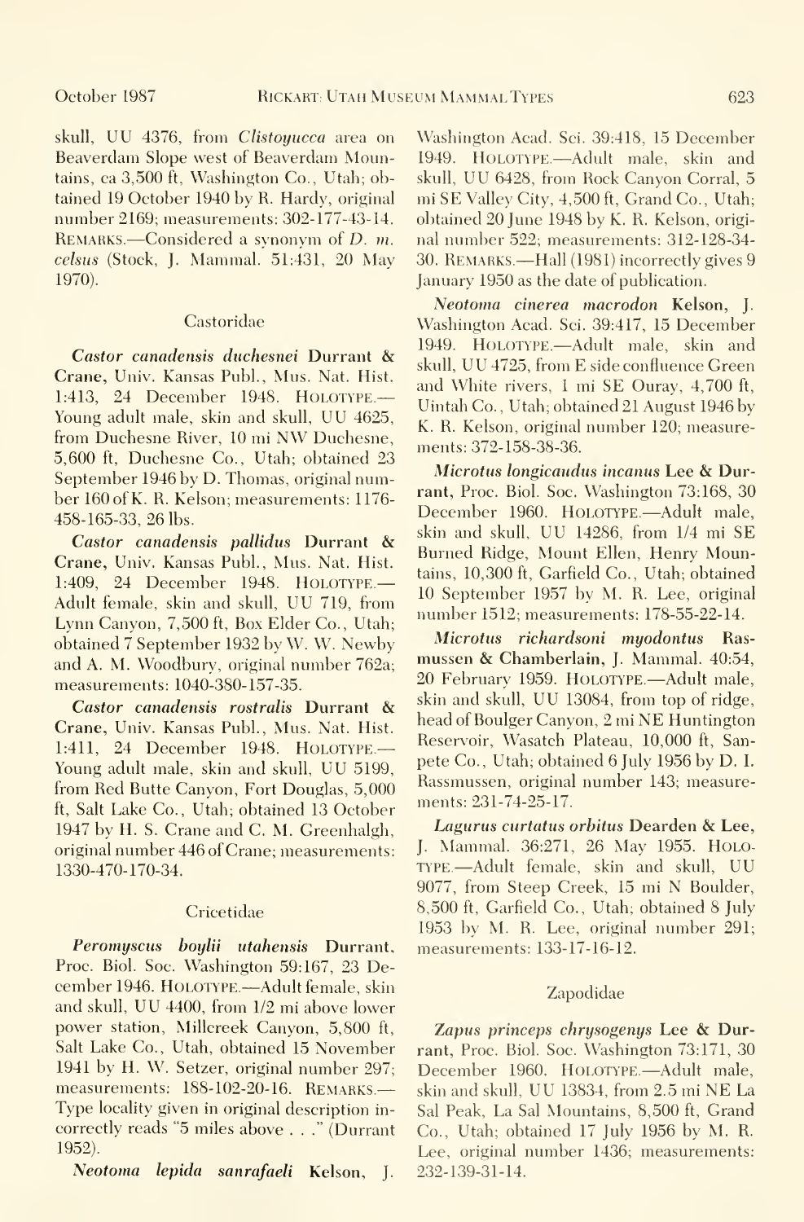skull, UU 4376, from *Clistoyucca* area on Beaverdam Slope west of Beaverdam Mountains, ca 3,500 ft, Washington Co., Utah; obtained 19 October 1940 by R. Hardy, original number 2169; measurements: 302-177-43-14. REMARKS.—Considered a synonym of *D. m. celsus* (Stock, J. Mammal. 51:431, 20 May 1970).

### Castoridae

***Castor canadensis duchesnei* Durrant & Crane,** Univ. Kansas Publ., Mus. Nat. Hist. 1:413, 24 December 1948. HOLOTYPE.—Young adult male, skin and skull, UU 4625, from Duchesne River, 10 mi NW Duchesne, 5,600 ft, Duchesne Co., Utah; obtained 23 September 1946 by D. Thomas, original number 160 of K. R. Kelson; measurements: 1176-458-165-33, 26 lbs.

***Castor canadensis pallidus* Durrant & Crane,** Univ. Kansas Publ., Mus. Nat. Hist. 1:409, 24 December 1948. HOLOTYPE.—Adult female, skin and skull, UU 719, from Lynn Canyon, 7,500 ft, Box Elder Co., Utah; obtained 7 September 1932 by W. W. Newby and A. M. Woodbury, original number 762a; measurements: 1040-380-157-35.

***Castor canadensis rostralis* Durrant & Crane,** Univ. Kansas Publ., Mus. Nat. Hist. 1:411, 24 December 1948. HOLOTYPE.—Young adult male, skin and skull, UU 5199, from Red Butte Canyon, Fort Douglas, 5,000 ft, Salt Lake Co., Utah; obtained 13 October 1947 by H. S. Crane and C. M. Greenhalgh, original number 446 of Crane; measurements: 1330-470-170-34.

### Cricetidae

***Peromyscus boylii utahensis* Durrant,** Proc. Biol. Soc. Washington 59:167, 23 December 1946. HOLOTYPE.—Adult female, skin and skull, UU 4400, from 1/2 mi above lower power station, Millcreek Canyon, 5,800 ft, Salt Lake Co., Utah, obtained 15 November 1941 by H. W. Setzer, original number 297; measurements: 188-102-20-16. REMARKS.—Type locality given in original description incorrectly reads "5 miles above . . ." (Durrant 1952).

***Neotoma lepida sanrafaeli* Kelson,** J. Washington Acad. Sci. 39:418, 15 December 1949. HOLOTYPE.—Adult male, skin and skull, UU 6428, from Rock Canyon Corral, 5 mi SE Valley City, 4,500 ft, Grand Co., Utah; obtained 20 June 1948 by K. R. Kelson, original number 522; measurements: 312-128-34-30. REMARKS.—Hall (1981) incorrectly gives 9 January 1950 as the date of publication.

***Neotoma cinerea macrodon* Kelson,** J. Washington Acad. Sci. 39:417, 15 December 1949. HOLOTYPE.—Adult male, skin and skull, UU 4725, from E side confluence Green and White rivers, 1 mi SE Ouray, 4,700 ft, Uintah Co., Utah; obtained 21 August 1946 by K. R. Kelson, original number 120; measurements: 372-158-38-36.

***Microtus longicaudus incanus* Lee & Durrant,** Proc. Biol. Soc. Washington 73:168, 30 December 1960. HOLOTYPE.—Adult male, skin and skull, UU 14286, from 1/4 mi SE Burned Ridge, Mount Ellen, Henry Mountains, 10,300 ft, Garfield Co., Utah; obtained 10 September 1957 by M. R. Lee, original number 1512; measurements: 178-55-22-14.

***Microtus richardsoni myodontus* Rasmussen & Chamberlain,** J. Mammal. 40:54, 20 February 1959. HOLOTYPE.—Adult male, skin and skull, UU 13084, from top of ridge, head of Boulger Canyon, 2 mi NE Huntington Reservoir, Wasatch Plateau, 10,000 ft, Sanpete Co., Utah; obtained 6 July 1956 by D. I. Rassmussen, original number 143; measurements: 231-74-25-17.

***Lagurus curtatus orbitus* Dearden & Lee,** J. Mammal. 36:271, 26 May 1955. HOLOTYPE.—Adult female, skin and skull, UU 9077, from Steep Creek, 15 mi N Boulder, 8,500 ft, Garfield Co., Utah; obtained 8 July 1953 by M. R. Lee, original number 291; measurements: 133-17-16-12.

### Zapodidae

***Zapus princeps chrysogenys* Lee & Durrant,** Proc. Biol. Soc. Washington 73:171, 30 December 1960. HOLOTYPE.—Adult male, skin and skull, UU 13834, from 2.5 mi NE La Sal Peak, La Sal Mountains, 8,500 ft, Grand Co., Utah; obtained 17 July 1956 by M. R. Lee, original number 1436; measurements: 232-139-31-14.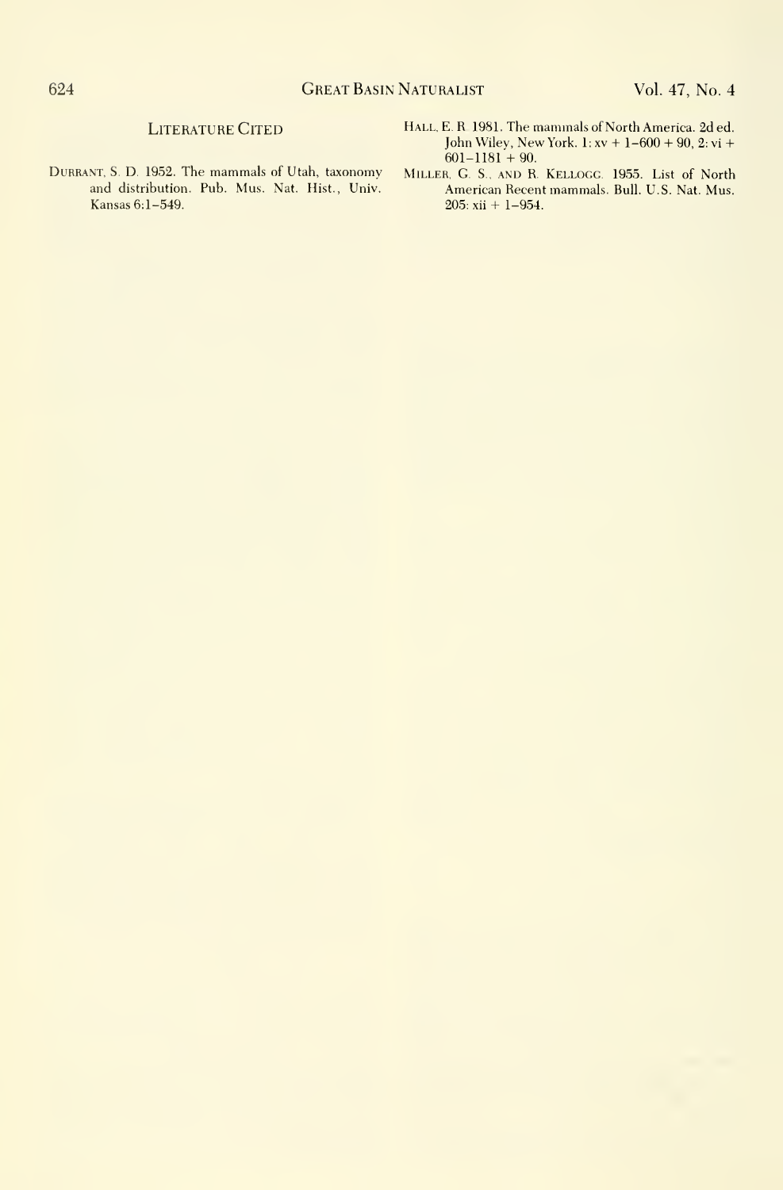## Literature Cited

Durrant, S. D. 1952. The mammals of Utah, taxonomy and distribution. Pub. Mus. Nat. Hist., Univ. Kansas 6:1–549.

Hall, E. R. 1981. The mammals of North America. 2d ed. John Wiley, New York. 1: xv + 1–600 + 90, 2: vi + 601–1181 + 90.

Miller, G. S., and R. Kellogg. 1955. List of North American Recent mammals. Bull. U.S. Nat. Mus. 205: xii + 1–954.